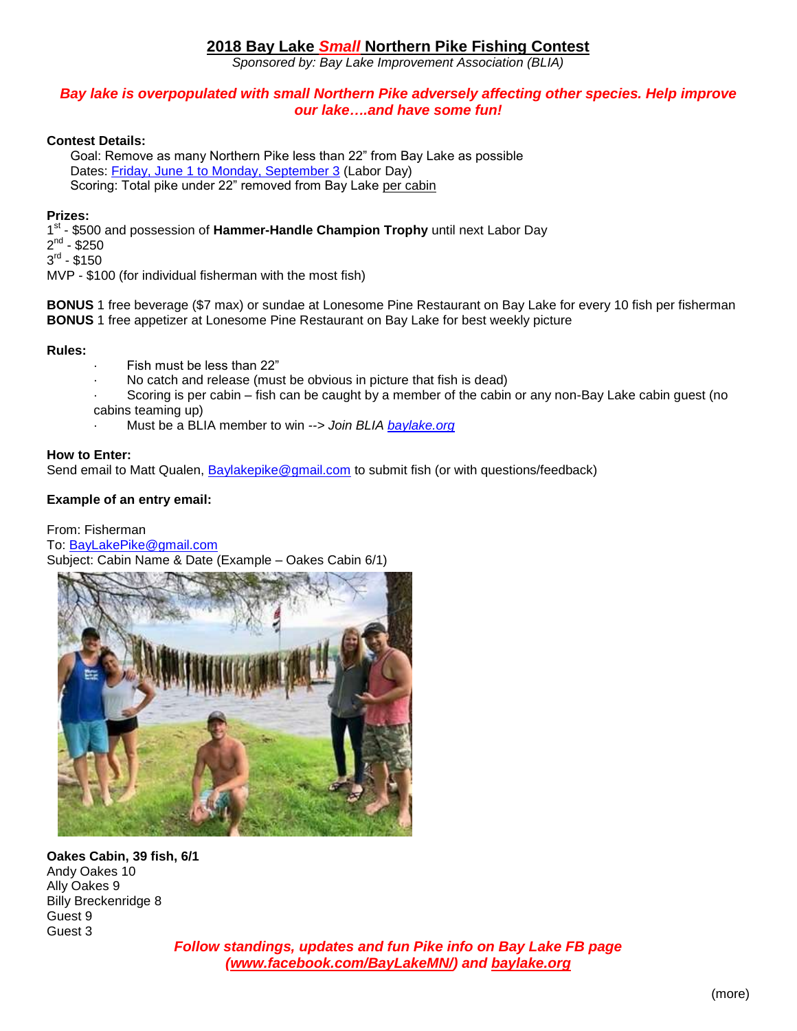# 2018 Bay Lake *Small* Northern Pike Fishing Contest

*Sponsored by: Bay Lake Improvement Association (BLIA)*

***Bay lake is overpopulated with small Northern Pike adversely affecting other species. Help improve our lake….and have some fun!***

**Contest Details:**

Goal: Remove as many Northern Pike less than 22" from Bay Lake as possible
Dates: Friday, June 1 to Monday, September 3 (Labor Day)
Scoring: Total pike under 22" removed from Bay Lake per cabin

**Prizes:**

1st - $500 and possession of **Hammer-Handle Champion Trophy** until next Labor Day
2nd - $250
3rd - $150
MVP - $100 (for individual fisherman with the most fish)

**BONUS** 1 free beverage ($7 max) or sundae at Lonesome Pine Restaurant on Bay Lake for every 10 fish per fisherman
**BONUS** 1 free appetizer at Lonesome Pine Restaurant on Bay Lake for best weekly picture

**Rules:**

- Fish must be less than 22"
- No catch and release (must be obvious in picture that fish is dead)
- Scoring is per cabin – fish can be caught by a member of the cabin or any non-Bay Lake cabin guest (no cabins teaming up)
- Must be a BLIA member to win --> *Join BLIA baylake.org*

**How to Enter:**

Send email to Matt Qualen, Baylakepike@gmail.com to submit fish (or with questions/feedback)

**Example of an entry email:**

From: Fisherman
To: BayLakePike@gmail.com
Subject: Cabin Name & Date (Example – Oakes Cabin 6/1)

**Oakes Cabin, 39 fish, 6/1**
Andy Oakes 10
Ally Oakes 9
Billy Breckenridge 8
Guest 9
Guest 3

***Follow standings, updates and fun Pike info on Bay Lake FB page (www.facebook.com/BayLakeMN/) and baylake.org***

(more)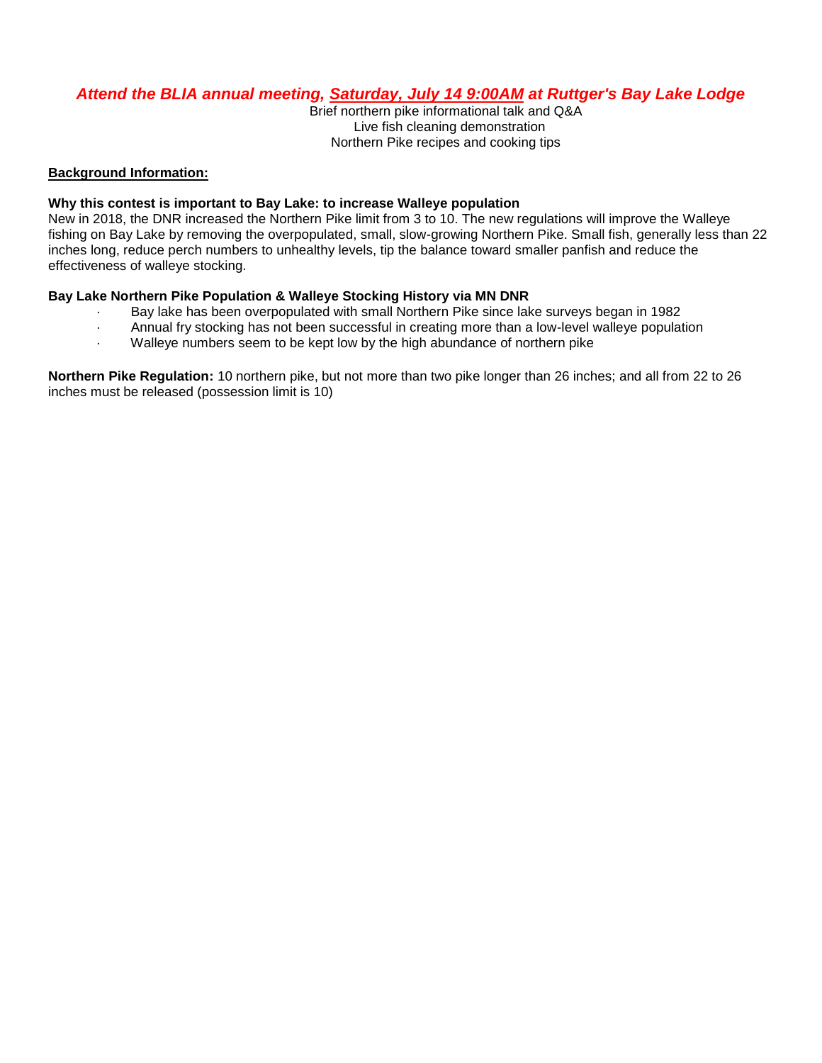***Attend the BLIA annual meeting, <u>Saturday, July 14 9:00AM</u> at Ruttger's Bay Lake Lodge***

Brief northern pike informational talk and Q&A
Live fish cleaning demonstration
Northern Pike recipes and cooking tips

**<u>Background Information:</u>**

**Why this contest is important to Bay Lake: to increase Walleye population**
New in 2018, the DNR increased the Northern Pike limit from 3 to 10. The new regulations will improve the Walleye fishing on Bay Lake by removing the overpopulated, small, slow-growing Northern Pike. Small fish, generally less than 22 inches long, reduce perch numbers to unhealthy levels, tip the balance toward smaller panfish and reduce the effectiveness of walleye stocking.

**Bay Lake Northern Pike Population & Walleye Stocking History via MN DNR**

- Bay lake has been overpopulated with small Northern Pike since lake surveys began in 1982
- Annual fry stocking has not been successful in creating more than a low-level walleye population
- Walleye numbers seem to be kept low by the high abundance of northern pike

**Northern Pike Regulation:** 10 northern pike, but not more than two pike longer than 26 inches; and all from 22 to 26 inches must be released (possession limit is 10)